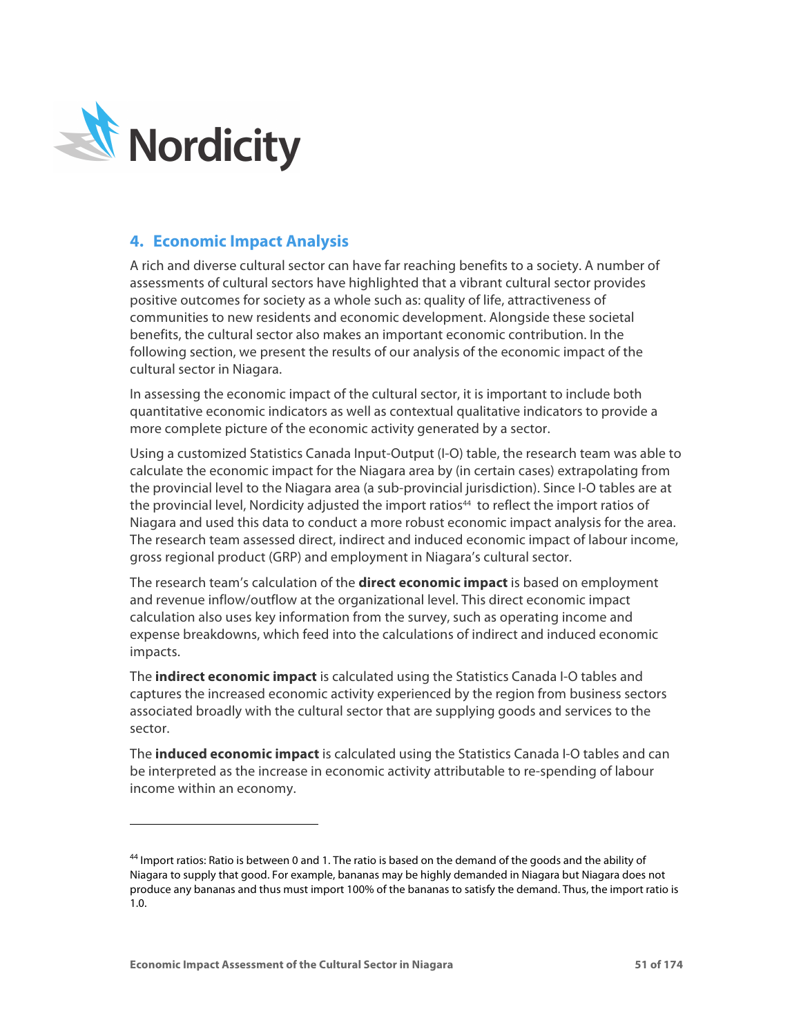## 4. Economic Impact Analysis

A rich and diverse cultural sector can have far reaching benefits to a society. A number of assessments of cultural sectors have highlighted that a vibrant cultural sector provides positive outcomes for society as a whole such as: quality of life, attractiveness of communities to new residents and economic development. Alongside these societal benefits, the cultural sector also makes an important economic contribution. In the following section, we present the results of our analysis of the economic impact of the cultural sector in Niagara.

In assessing the economic impact of the cultural sector, it is important to include both quantitative economic indicators as well as contextual qualitative indicators to provide a more complete picture of the economic activity generated by a sector.

Using a customized Statistics Canada Input-Output (I-O) table, the research team was able to calculate the economic impact for the Niagara area by (in certain cases) extrapolating from the provincial level to the Niagara area (a sub-provincial jurisdiction). Since I-O tables are at the provincial level, Nordicity adjusted the import ratios[44] to reflect the import ratios of Niagara and used this data to conduct a more robust economic impact analysis for the area. The research team assessed direct, indirect and induced economic impact of labour income, gross regional product (GRP) and employment in Niagara's cultural sector.

The research team's calculation of the **direct economic impact** is based on employment and revenue inflow/outflow at the organizational level. This direct economic impact calculation also uses key information from the survey, such as operating income and expense breakdowns, which feed into the calculations of indirect and induced economic impacts.

The **indirect economic impact** is calculated using the Statistics Canada I-O tables and captures the increased economic activity experienced by the region from business sectors associated broadly with the cultural sector that are supplying goods and services to the sector.

The **induced economic impact** is calculated using the Statistics Canada I-O tables and can be interpreted as the increase in economic activity attributable to re-spending of labour income within an economy.

---

[44] Import ratios: Ratio is between 0 and 1. The ratio is based on the demand of the goods and the ability of Niagara to supply that good. For example, bananas may be highly demanded in Niagara but Niagara does not produce any bananas and thus must import 100% of the bananas to satisfy the demand. Thus, the import ratio is 1.0.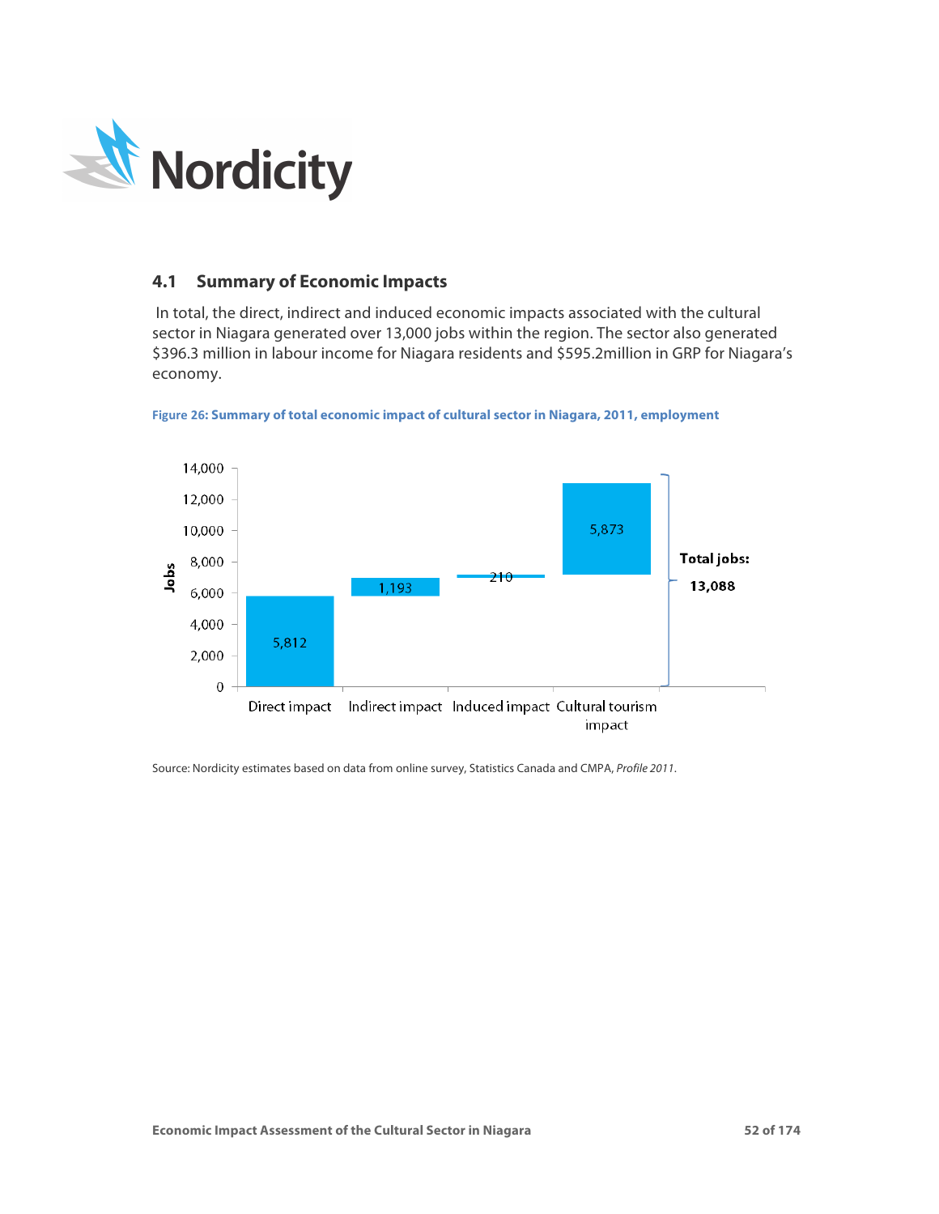## 4.1 Summary of Economic Impacts

In total, the direct, indirect and induced economic impacts associated with the cultural sector in Niagara generated over 13,000 jobs within the region. The sector also generated $396.3 million in labour income for Niagara residents and $595.2million in GRP for Niagara's economy.

**Figure 26: Summary of total economic impact of cultural sector in Niagara, 2011, employment**

| | Jobs |
|---|---|
| Direct impact | 5,812 |
| Indirect impact | 1,193 |
| Induced impact | 210 |
| Cultural tourism impact | 5,873 |
| **Total jobs** | **13,088** |

Source: Nordicity estimates based on data from online survey, Statistics Canada and CMPA, *Profile 2011*.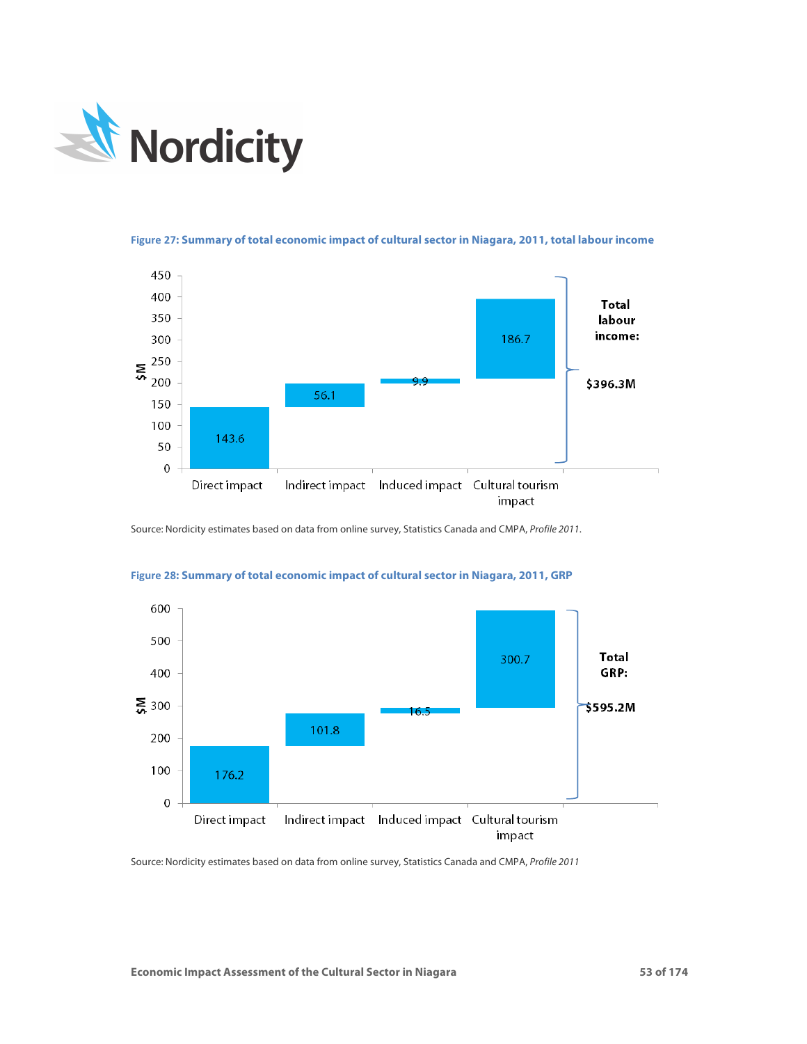**Figure 27: Summary of total economic impact of cultural sector in Niagara, 2011, total labour income**

| Impact | $M |
|---|---|
| Direct impact | 143.6 |
| Indirect impact | 56.1 |
| Induced impact | 9.9 |
| Cultural tourism impact | 186.7 |
| **Total labour income:** | **$396.3M** |

Source: Nordicity estimates based on data from online survey, Statistics Canada and CMPA, *Profile 2011*.

**Figure 28: Summary of total economic impact of cultural sector in Niagara, 2011, GRP**

| Impact | $M |
|---|---|
| Direct impact | 176.2 |
| Indirect impact | 101.8 |
| Induced impact | 16.5 |
| Cultural tourism impact | 300.7 |
| **Total GRP:** | **$595.2M** |

Source: Nordicity estimates based on data from online survey, Statistics Canada and CMPA, *Profile 2011*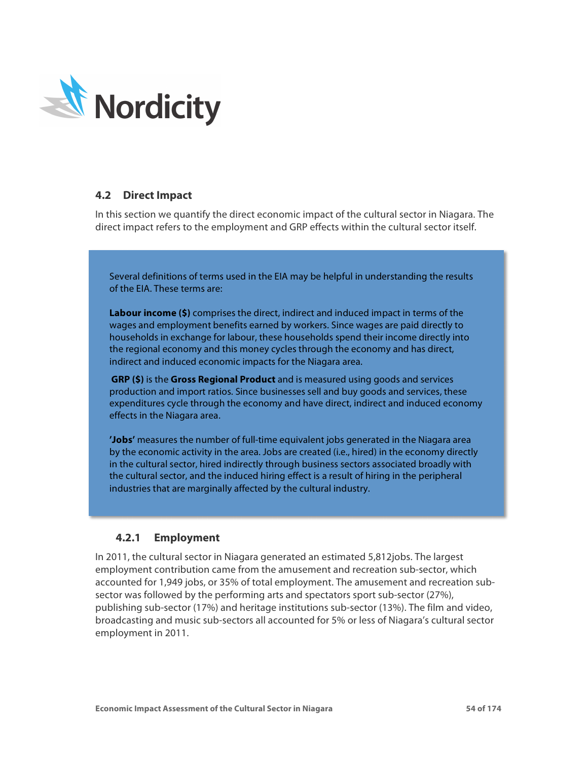### 4.2 Direct Impact

In this section we quantify the direct economic impact of the cultural sector in Niagara. The direct impact refers to the employment and GRP effects within the cultural sector itself.

> Several definitions of terms used in the EIA may be helpful in understanding the results of the EIA. These terms are:
>
> **Labour income ($)** comprises the direct, indirect and induced impact in terms of the wages and employment benefits earned by workers. Since wages are paid directly to households in exchange for labour, these households spend their income directly into the regional economy and this money cycles through the economy and has direct, indirect and induced economic impacts for the Niagara area.
>
> **GRP ($)** is the **Gross Regional Product** and is measured using goods and services production and import ratios. Since businesses sell and buy goods and services, these expenditures cycle through the economy and have direct, indirect and induced economy effects in the Niagara area.
>
> **'Jobs'** measures the number of full-time equivalent jobs generated in the Niagara area by the economic activity in the area. Jobs are created (i.e., hired) in the economy directly in the cultural sector, hired indirectly through business sectors associated broadly with the cultural sector, and the induced hiring effect is a result of hiring in the peripheral industries that are marginally affected by the cultural industry.

#### 4.2.1 Employment

In 2011, the cultural sector in Niagara generated an estimated 5,812jobs. The largest employment contribution came from the amusement and recreation sub-sector, which accounted for 1,949 jobs, or 35% of total employment. The amusement and recreation sub-sector was followed by the performing arts and spectators sport sub-sector (27%), publishing sub-sector (17%) and heritage institutions sub-sector (13%). The film and video, broadcasting and music sub-sectors all accounted for 5% or less of Niagara's cultural sector employment in 2011.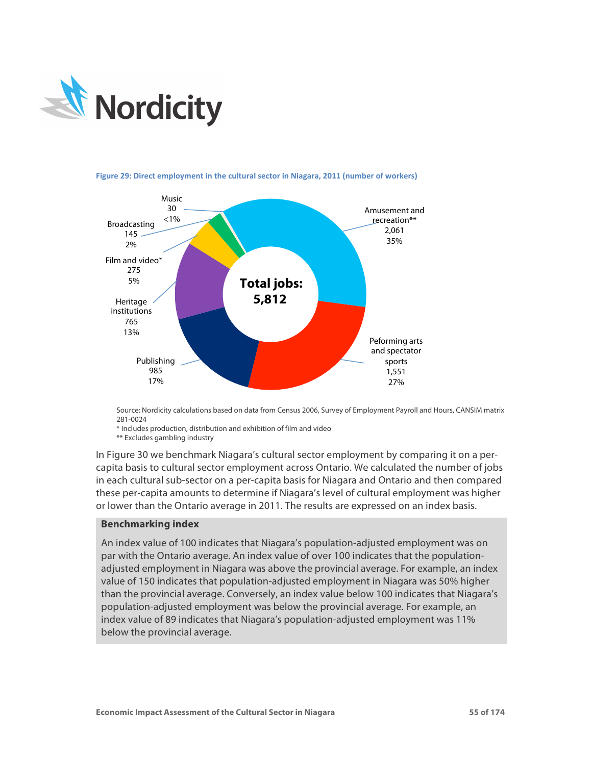**Figure 29: Direct employment in the cultural sector in Niagara, 2011 (number of workers)**

| Sub-sector | Number of workers | Share |
| --- | --- | --- |
| Amusement and recreation** | 2,061 | 35% |
| Peforming arts and spectator sports | 1,551 | 27% |
| Publishing | 985 | 17% |
| Heritage institutions | 765 | 13% |
| Film and video* | 275 | 5% |
| Broadcasting | 145 | 2% |
| Music | 30 | <1% |
| **Total jobs:** | **5,812** | |

Source: Nordicity calculations based on data from Census 2006, Survey of Employment Payroll and Hours, CANSIM matrix 281-0024

* Includes production, distribution and exhibition of film and video

** Excludes gambling industry

In Figure 30 we benchmark Niagara's cultural sector employment by comparing it on a per-capita basis to cultural sector employment across Ontario. We calculated the number of jobs in each cultural sub-sector on a per-capita basis for Niagara and Ontario and then compared these per-capita amounts to determine if Niagara's level of cultural employment was higher or lower than the Ontario average in 2011. The results are expressed on an index basis.

**Benchmarking index**

An index value of 100 indicates that Niagara's population-adjusted employment was on par with the Ontario average. An index value of over 100 indicates that the population-adjusted employment in Niagara was above the provincial average. For example, an index value of 150 indicates that population-adjusted employment in Niagara was 50% higher than the provincial average. Conversely, an index value below 100 indicates that Niagara's population-adjusted employment was below the provincial average. For example, an index value of 89 indicates that Niagara's population-adjusted employment was 11% below the provincial average.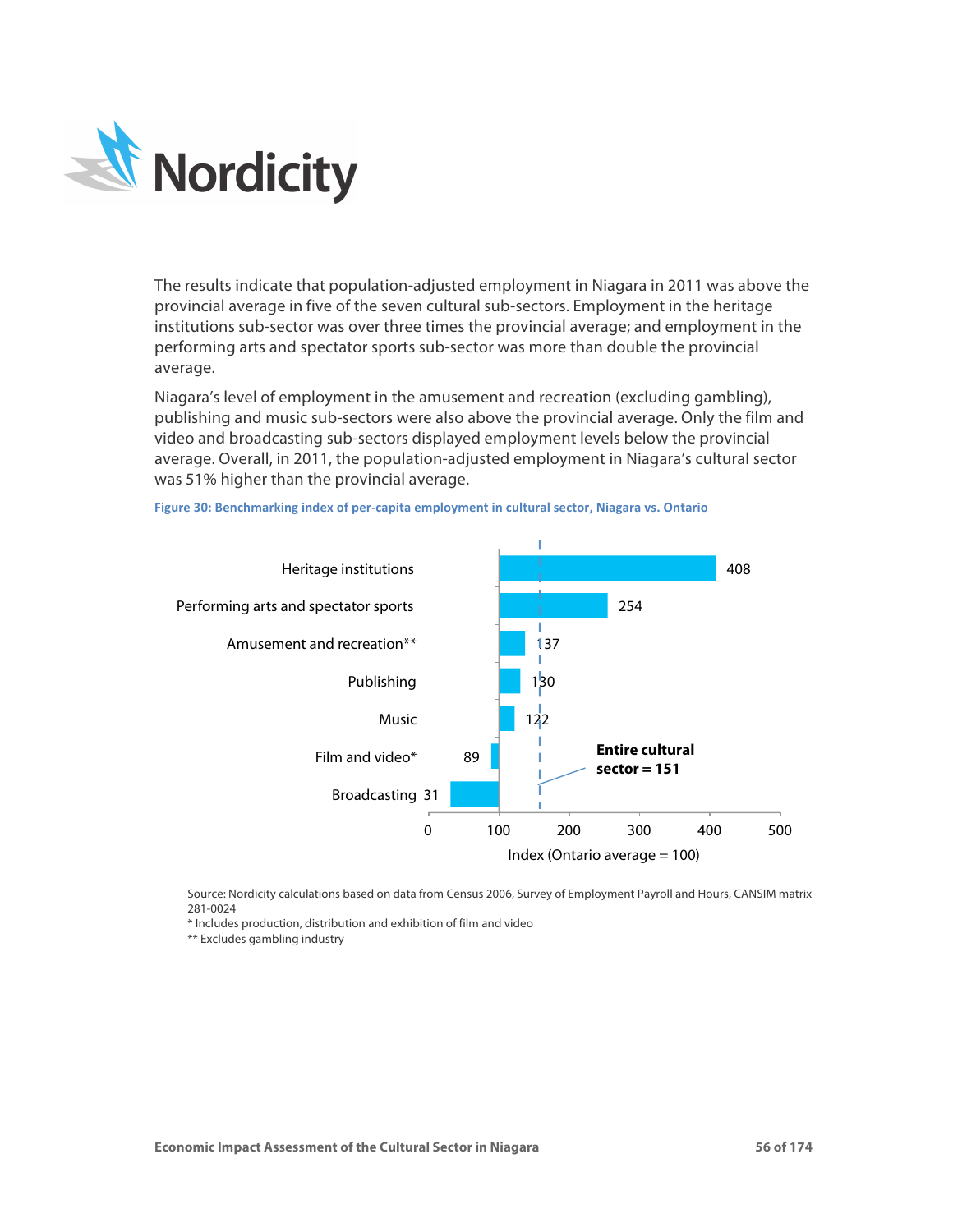The results indicate that population-adjusted employment in Niagara in 2011 was above the provincial average in five of the seven cultural sub-sectors. Employment in the heritage institutions sub-sector was over three times the provincial average; and employment in the performing arts and spectator sports sub-sector was more than double the provincial average.

Niagara's level of employment in the amusement and recreation (excluding gambling), publishing and music sub-sectors were also above the provincial average. Only the film and video and broadcasting sub-sectors displayed employment levels below the provincial average. Overall, in 2011, the population-adjusted employment in Niagara's cultural sector was 51% higher than the provincial average.

**Figure 30: Benchmarking index of per-capita employment in cultural sector, Niagara vs. Ontario**

| Sub-sector | Index (Ontario average = 100) |
|---|---|
| Heritage institutions | 408 |
| Performing arts and spectator sports | 254 |
| Amusement and recreation** | 137 |
| Publishing | 130 |
| Music | 122 |
| Film and video* | 89 |
| Broadcasting | 31 |

**Entire cultural sector = 151**

Source: Nordicity calculations based on data from Census 2006, Survey of Employment Payroll and Hours, CANSIM matrix 281-0024

* Includes production, distribution and exhibition of film and video

** Excludes gambling industry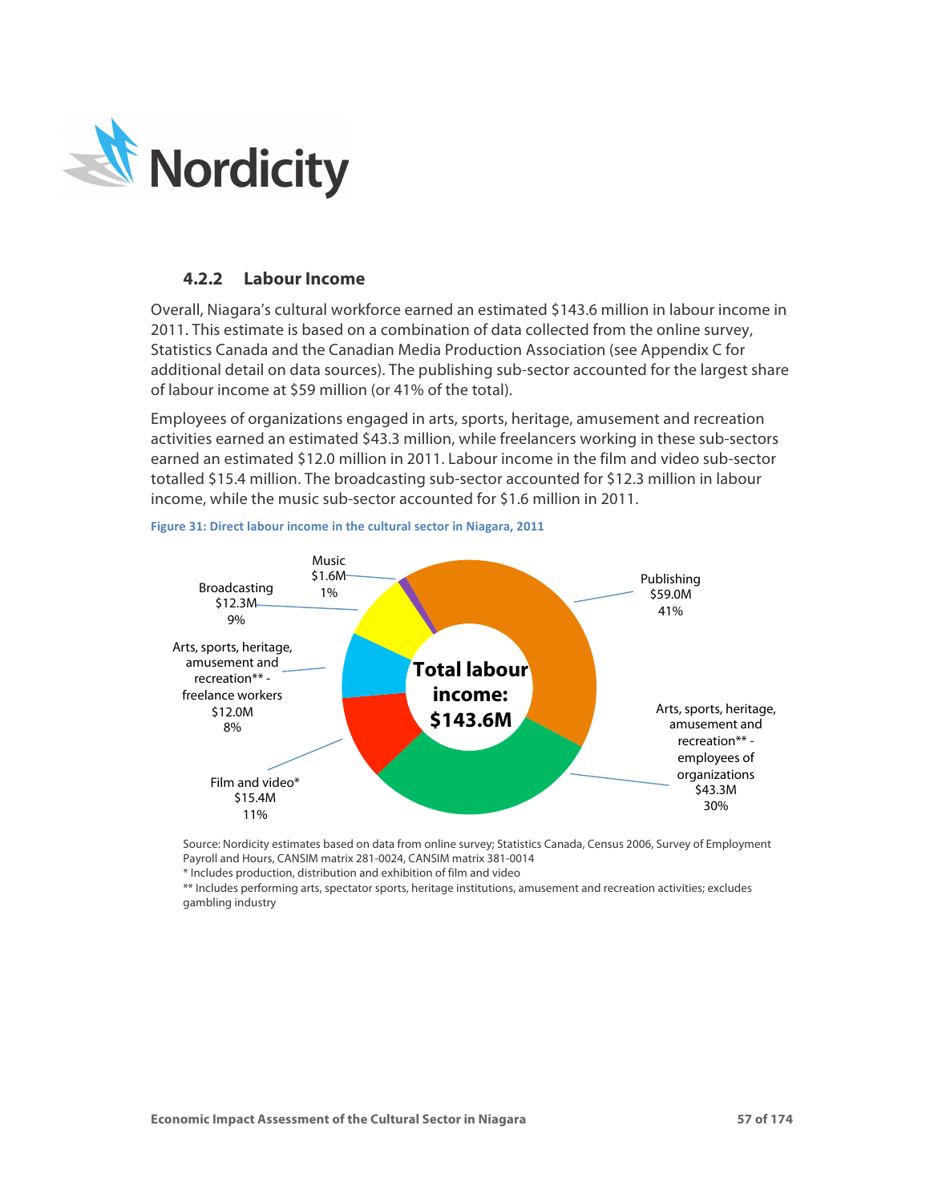### 4.2.2 Labour Income

Overall, Niagara's cultural workforce earned an estimated $143.6 million in labour income in 2011. This estimate is based on a combination of data collected from the online survey, Statistics Canada and the Canadian Media Production Association (see Appendix C for additional detail on data sources). The publishing sub-sector accounted for the largest share of labour income at $59 million (or 41% of the total).

Employees of organizations engaged in arts, sports, heritage, amusement and recreation activities earned an estimated $43.3 million, while freelancers working in these sub-sectors earned an estimated $12.0 million in 2011. Labour income in the film and video sub-sector totalled $15.4 million. The broadcasting sub-sector accounted for $12.3 million in labour income, while the music sub-sector accounted for $1.6 million in 2011.

**Figure 31: Direct labour income in the cultural sector in Niagara, 2011**

| Sub-sector | Labour income | Share |
|---|---|---|
| Publishing | $59.0M | 41% |
| Arts, sports, heritage, amusement and recreation** - employees of organizations | $43.3M | 30% |
| Film and video* | $15.4M | 11% |
| Broadcasting | $12.3M | 9% |
| Arts, sports, heritage, amusement and recreation** - freelance workers | $12.0M | 8% |
| Music | $1.6M | 1% |
| **Total labour income** | **$143.6M** | |

Source: Nordicity estimates based on data from online survey; Statistics Canada, Census 2006, Survey of Employment Payroll and Hours, CANSIM matrix 281-0024, CANSIM matrix 381-0014

\* Includes production, distribution and exhibition of film and video

** Includes performing arts, spectator sports, heritage institutions, amusement and recreation activities; excludes gambling industry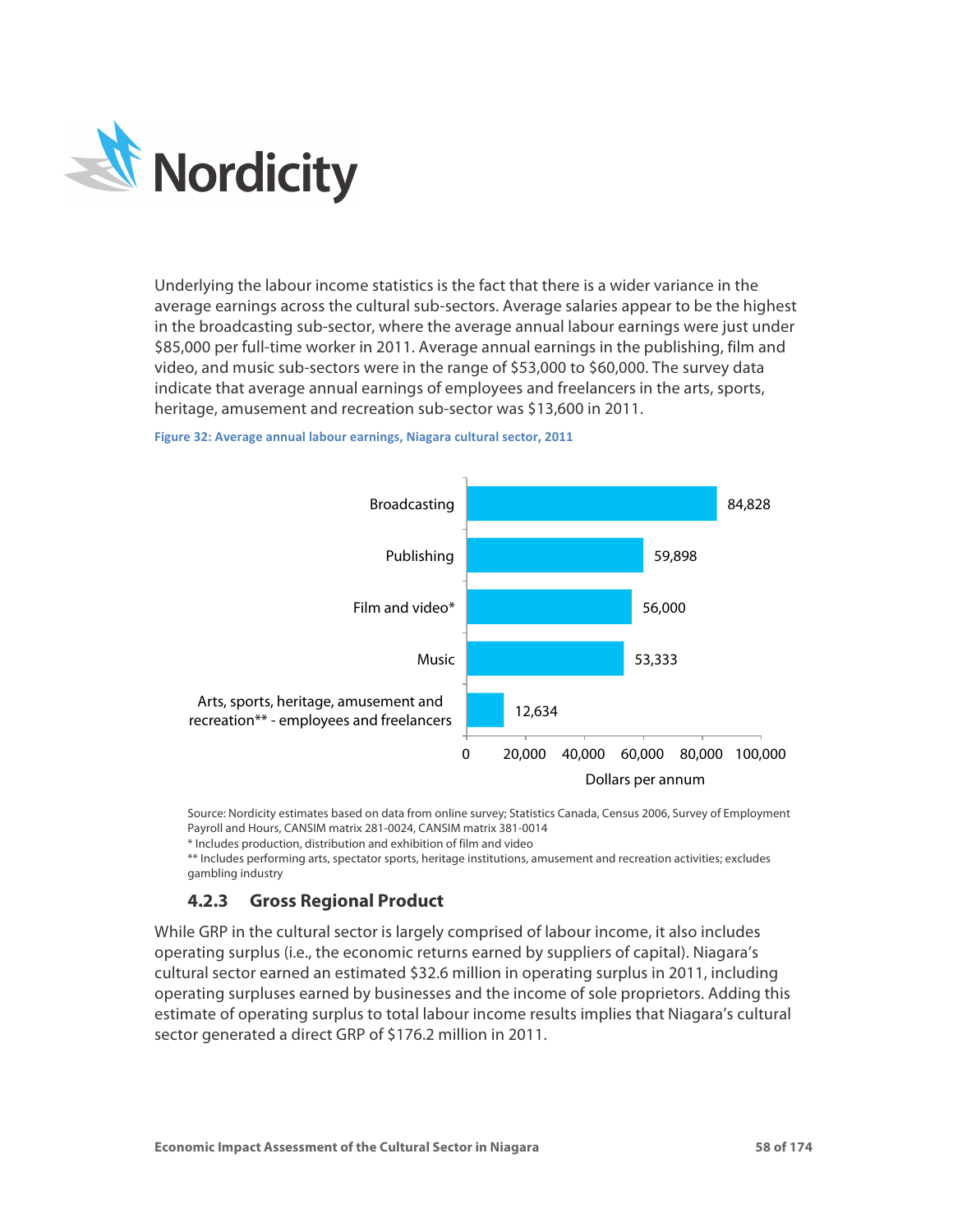Underlying the labour income statistics is the fact that there is a wider variance in the average earnings across the cultural sub-sectors. Average salaries appear to be the highest in the broadcasting sub-sector, where the average annual labour earnings were just under $85,000 per full-time worker in 2011. Average annual earnings in the publishing, film and video, and music sub-sectors were in the range of $53,000 to $60,000. The survey data indicate that average annual earnings of employees and freelancers in the arts, sports, heritage, amusement and recreation sub-sector was $13,600 in 2011.

**Figure 32: Average annual labour earnings, Niagara cultural sector, 2011**

| Sub-sector | Dollars per annum |
|---|---|
| Broadcasting | 84,828 |
| Publishing | 59,898 |
| Film and video* | 56,000 |
| Music | 53,333 |
| Arts, sports, heritage, amusement and recreation** - employees and freelancers | 12,634 |

Source: Nordicity estimates based on data from online survey; Statistics Canada, Census 2006, Survey of Employment Payroll and Hours, CANSIM matrix 281-0024, CANSIM matrix 381-0014

* Includes production, distribution and exhibition of film and video

** Includes performing arts, spectator sports, heritage institutions, amusement and recreation activities; excludes gambling industry

### 4.2.3 Gross Regional Product

While GRP in the cultural sector is largely comprised of labour income, it also includes operating surplus (i.e., the economic returns earned by suppliers of capital). Niagara's cultural sector earned an estimated $32.6 million in operating surplus in 2011, including operating surpluses earned by businesses and the income of sole proprietors. Adding this estimate of operating surplus to total labour income results implies that Niagara's cultural sector generated a direct GRP of $176.2 million in 2011.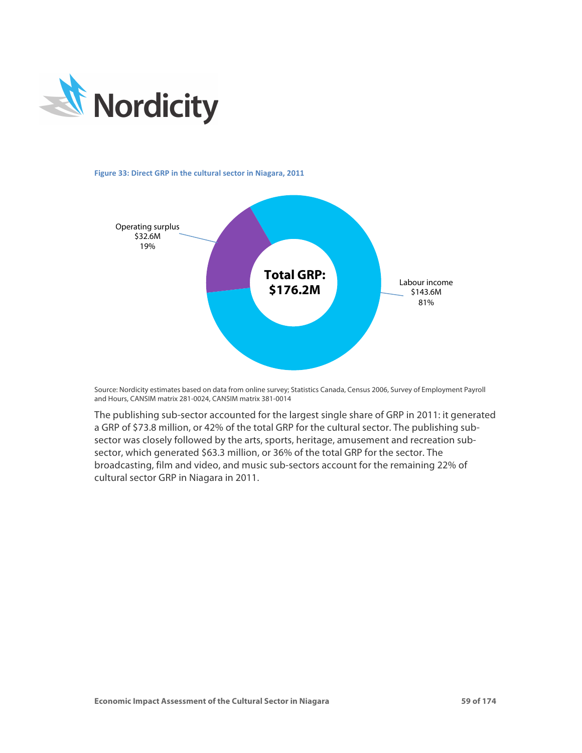**Figure 33: Direct GRP in the cultural sector in Niagara, 2011**

Operating surplus
$32.6M
19%

Total GRP:
$176.2M

Labour income
$143.6M
81%

Source: Nordicity estimates based on data from online survey; Statistics Canada, Census 2006, Survey of Employment Payroll and Hours, CANSIM matrix 281-0024, CANSIM matrix 381-0014

The publishing sub-sector accounted for the largest single share of GRP in 2011: it generated a GRP of $73.8 million, or 42% of the total GRP for the cultural sector. The publishing sub-sector was closely followed by the arts, sports, heritage, amusement and recreation sub-sector, which generated $63.3 million, or 36% of the total GRP for the sector. The broadcasting, film and video, and music sub-sectors account for the remaining 22% of cultural sector GRP in Niagara in 2011.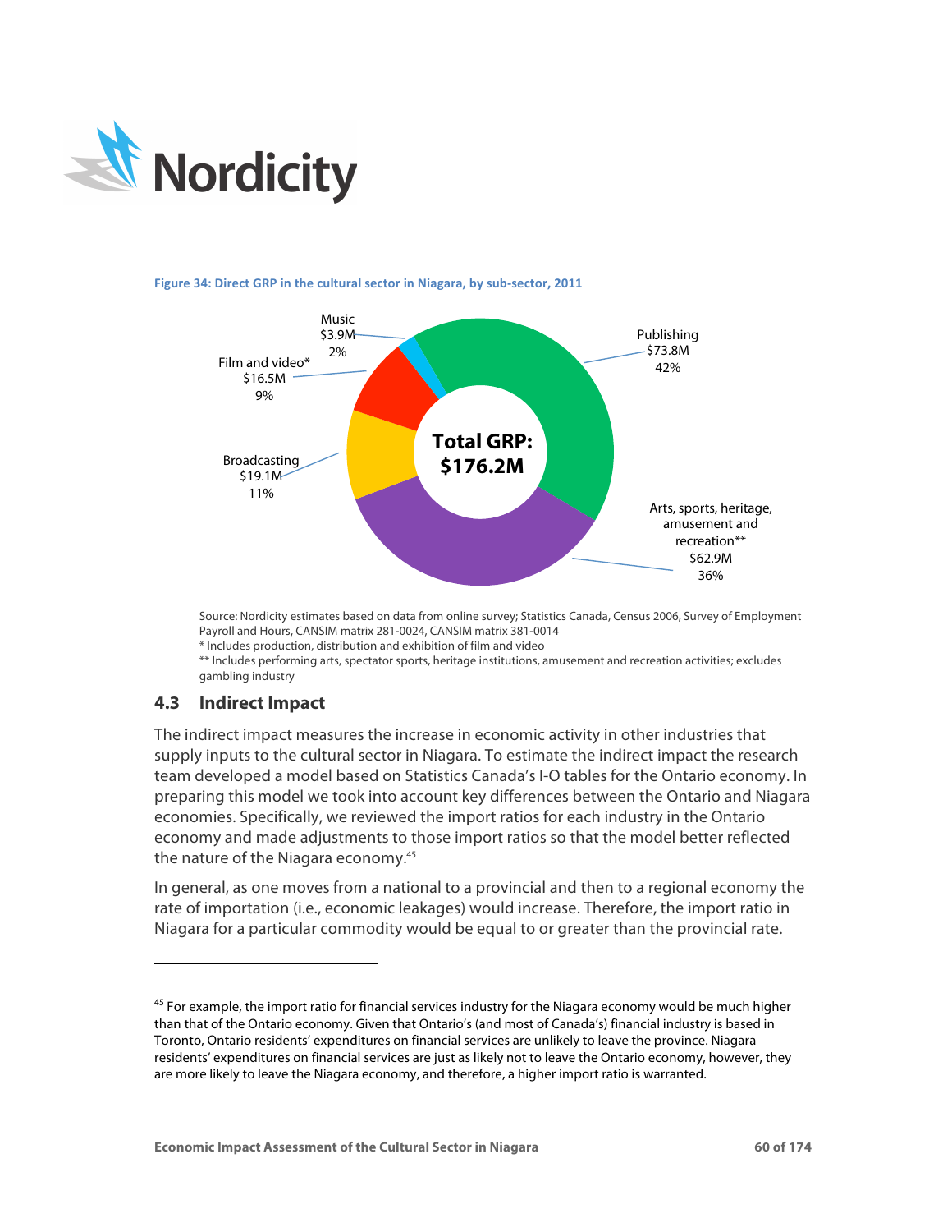**Figure 34: Direct GRP in the cultural sector in Niagara, by sub-sector, 2011**

| Sub-sector | GRP | Share |
|---|---|---|
| Publishing | $73.8M | 42% |
| Arts, sports, heritage, amusement and recreation** | $62.9M | 36% |
| Broadcasting | $19.1M | 11% |
| Film and video* | $16.5M | 9% |
| Music | $3.9M | 2% |
| **Total GRP** | **$176.2M** | |

Source: Nordicity estimates based on data from online survey; Statistics Canada, Census 2006, Survey of Employment Payroll and Hours, CANSIM matrix 281-0024, CANSIM matrix 381-0014

* Includes production, distribution and exhibition of film and video

** Includes performing arts, spectator sports, heritage institutions, amusement and recreation activities; excludes gambling industry

## 4.3 Indirect Impact

The indirect impact measures the increase in economic activity in other industries that supply inputs to the cultural sector in Niagara. To estimate the indirect impact the research team developed a model based on Statistics Canada's I-O tables for the Ontario economy. In preparing this model we took into account key differences between the Ontario and Niagara economies. Specifically, we reviewed the import ratios for each industry in the Ontario economy and made adjustments to those import ratios so that the model better reflected the nature of the Niagara economy.[45]

In general, as one moves from a national to a provincial and then to a regional economy the rate of importation (i.e., economic leakages) would increase. Therefore, the import ratio in Niagara for a particular commodity would be equal to or greater than the provincial rate.

---

[45] For example, the import ratio for financial services industry for the Niagara economy would be much higher than that of the Ontario economy. Given that Ontario's (and most of Canada's) financial industry is based in Toronto, Ontario residents' expenditures on financial services are unlikely to leave the province. Niagara residents' expenditures on financial services are just as likely not to leave the Ontario economy, however, they are more likely to leave the Niagara economy, and therefore, a higher import ratio is warranted.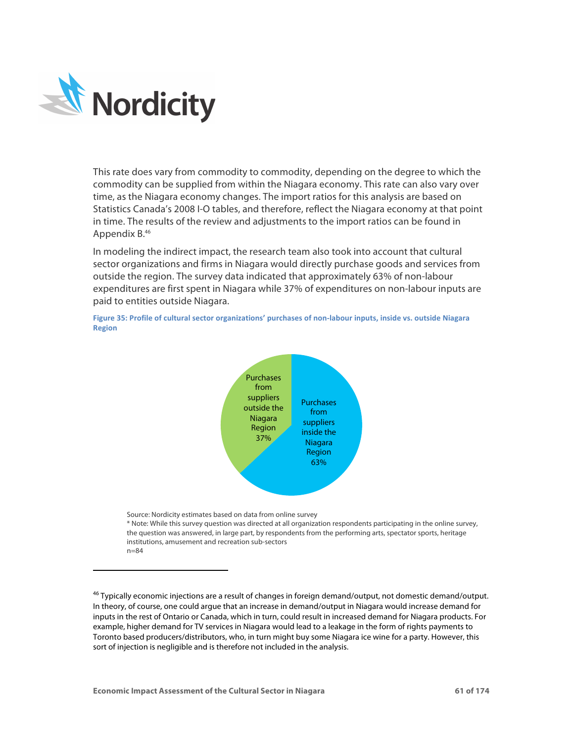This rate does vary from commodity to commodity, depending on the degree to which the commodity can be supplied from within the Niagara economy. This rate can also vary over time, as the Niagara economy changes. The import ratios for this analysis are based on Statistics Canada's 2008 I-O tables, and therefore, reflect the Niagara economy at that point in time. The results of the review and adjustments to the import ratios can be found in Appendix B.[46]

In modeling the indirect impact, the research team also took into account that cultural sector organizations and firms in Niagara would directly purchase goods and services from outside the region. The survey data indicated that approximately 63% of non-labour expenditures are first spent in Niagara while 37% of expenditures on non-labour inputs are paid to entities outside Niagara.

**Figure 35: Profile of cultural sector organizations' purchases of non-labour inputs, inside vs. outside Niagara Region**

| Category | Share |
| --- | --- |
| Purchases from suppliers outside the Niagara Region | 37% |
| Purchases from suppliers inside the Niagara Region | 63% |

Source: Nordicity estimates based on data from online survey
* Note: While this survey question was directed at all organization respondents participating in the online survey, the question was answered, in large part, by respondents from the performing arts, spectator sports, heritage institutions, amusement and recreation sub-sectors
n=84

---

[46] Typically economic injections are a result of changes in foreign demand/output, not domestic demand/output. In theory, of course, one could argue that an increase in demand/output in Niagara would increase demand for inputs in the rest of Ontario or Canada, which in turn, could result in increased demand for Niagara products. For example, higher demand for TV services in Niagara would lead to a leakage in the form of rights payments to Toronto based producers/distributors, who, in turn might buy some Niagara ice wine for a party. However, this sort of injection is negligible and is therefore not included in the analysis.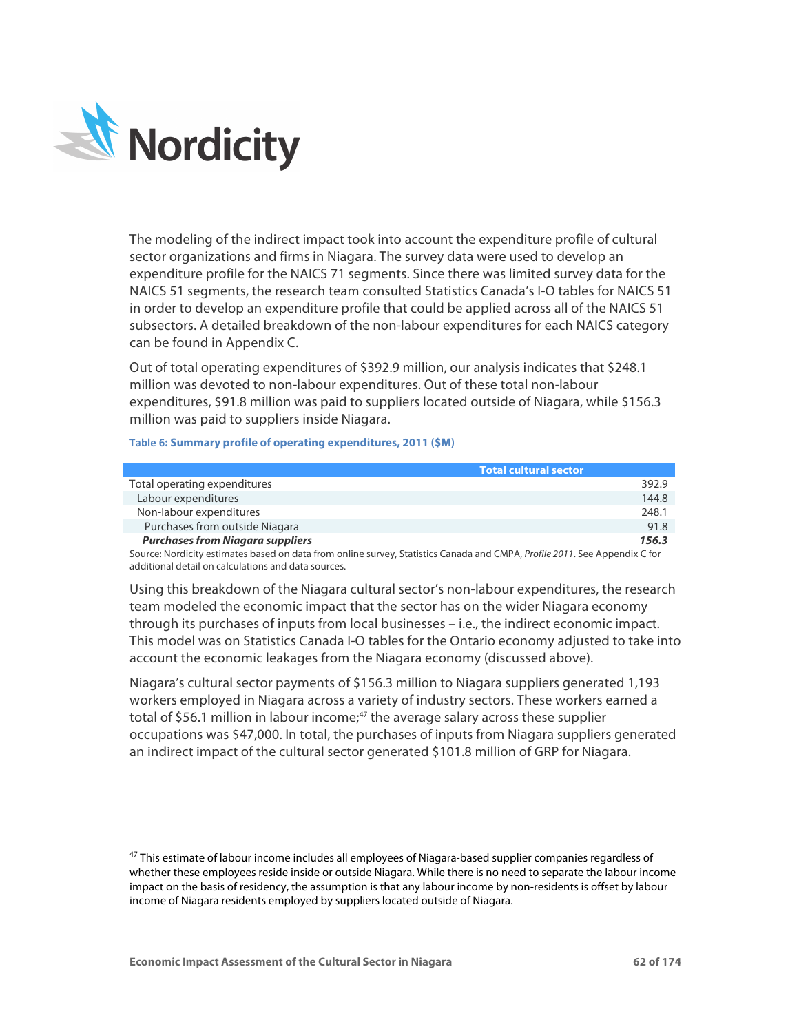The modeling of the indirect impact took into account the expenditure profile of cultural sector organizations and firms in Niagara. The survey data were used to develop an expenditure profile for the NAICS 71 segments. Since there was limited survey data for the NAICS 51 segments, the research team consulted Statistics Canada's I-O tables for NAICS 51 in order to develop an expenditure profile that could be applied across all of the NAICS 51 subsectors. A detailed breakdown of the non-labour expenditures for each NAICS category can be found in Appendix C.

Out of total operating expenditures of $392.9 million, our analysis indicates that $248.1 million was devoted to non-labour expenditures. Out of these total non-labour expenditures, $91.8 million was paid to suppliers located outside of Niagara, while $156.3 million was paid to suppliers inside Niagara.

**Table 6: Summary profile of operating expenditures, 2011 ($M)**

| | Total cultural sector |
|---|---|
| Total operating expenditures | 392.9 |
| Labour expenditures | 144.8 |
| Non-labour expenditures | 248.1 |
| Purchases from outside Niagara | 91.8 |
| ***Purchases from Niagara suppliers*** | ***156.3*** |

Source: Nordicity estimates based on data from online survey, Statistics Canada and CMPA, *Profile 2011*. See Appendix C for additional detail on calculations and data sources.

Using this breakdown of the Niagara cultural sector's non-labour expenditures, the research team modeled the economic impact that the sector has on the wider Niagara economy through its purchases of inputs from local businesses – i.e., the indirect economic impact. This model was on Statistics Canada I-O tables for the Ontario economy adjusted to take into account the economic leakages from the Niagara economy (discussed above).

Niagara's cultural sector payments of $156.3 million to Niagara suppliers generated 1,193 workers employed in Niagara across a variety of industry sectors. These workers earned a total of $56.1 million in labour income;[47] the average salary across these supplier occupations was $47,000. In total, the purchases of inputs from Niagara suppliers generated an indirect impact of the cultural sector generated $101.8 million of GRP for Niagara.

[47] This estimate of labour income includes all employees of Niagara-based supplier companies regardless of whether these employees reside inside or outside Niagara. While there is no need to separate the labour income impact on the basis of residency, the assumption is that any labour income by non-residents is offset by labour income of Niagara residents employed by suppliers located outside of Niagara.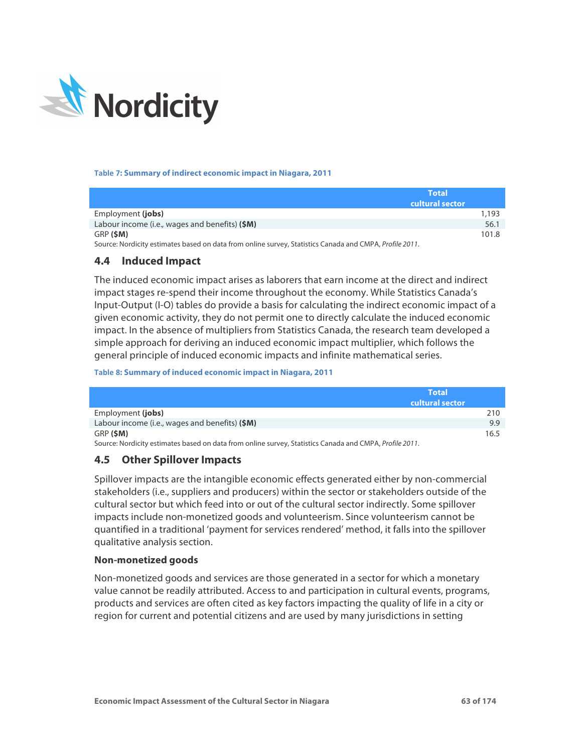**Table 7: Summary of indirect economic impact in Niagara, 2011**

| | Total cultural sector |
|---|---|
| Employment **(jobs)** | 1,193 |
| Labour income (i.e., wages and benefits) **($M)** | 56.1 |
| GRP **($M)** | 101.8 |

Source: Nordicity estimates based on data from online survey, Statistics Canada and CMPA, *Profile 2011*.

### 4.4 Induced Impact

The induced economic impact arises as laborers that earn income at the direct and indirect impact stages re-spend their income throughout the economy. While Statistics Canada's Input-Output (I-O) tables do provide a basis for calculating the indirect economic impact of a given economic activity, they do not permit one to directly calculate the induced economic impact. In the absence of multipliers from Statistics Canada, the research team developed a simple approach for deriving an induced economic impact multiplier, which follows the general principle of induced economic impacts and infinite mathematical series.

**Table 8: Summary of induced economic impact in Niagara, 2011**

| | Total cultural sector |
|---|---|
| Employment **(jobs)** | 210 |
| Labour income (i.e., wages and benefits) **($M)** | 9.9 |
| GRP **($M)** | 16.5 |

Source: Nordicity estimates based on data from online survey, Statistics Canada and CMPA, *Profile 2011*.

### 4.5 Other Spillover Impacts

Spillover impacts are the intangible economic effects generated either by non-commercial stakeholders (i.e., suppliers and producers) within the sector or stakeholders outside of the cultural sector but which feed into or out of the cultural sector indirectly. Some spillover impacts include non-monetized goods and volunteerism. Since volunteerism cannot be quantified in a traditional 'payment for services rendered' method, it falls into the spillover qualitative analysis section.

**Non-monetized goods**

Non-monetized goods and services are those generated in a sector for which a monetary value cannot be readily attributed. Access to and participation in cultural events, programs, products and services are often cited as key factors impacting the quality of life in a city or region for current and potential citizens and are used by many jurisdictions in setting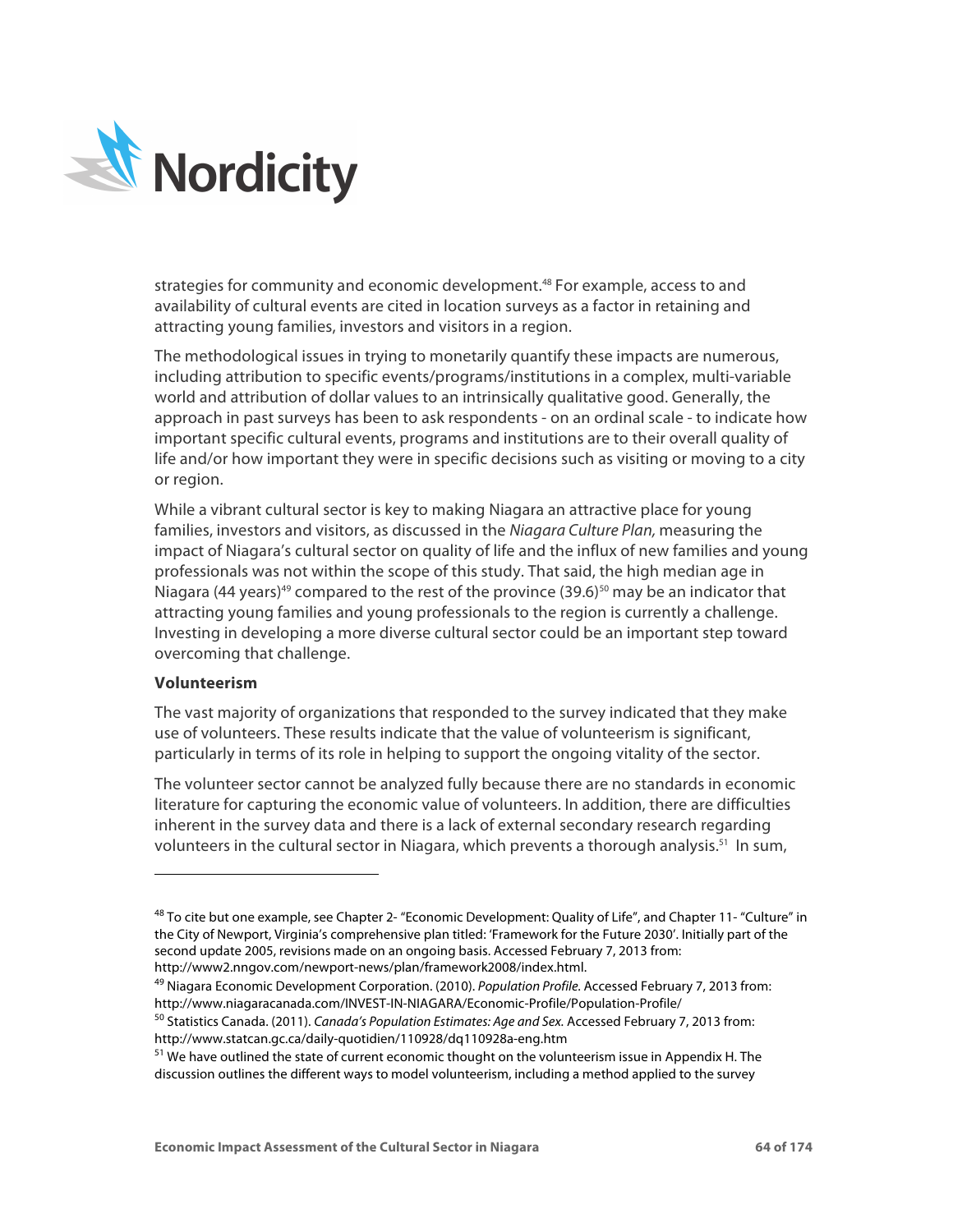strategies for community and economic development.[48] For example, access to and availability of cultural events are cited in location surveys as a factor in retaining and attracting young families, investors and visitors in a region.

The methodological issues in trying to monetarily quantify these impacts are numerous, including attribution to specific events/programs/institutions in a complex, multi-variable world and attribution of dollar values to an intrinsically qualitative good. Generally, the approach in past surveys has been to ask respondents - on an ordinal scale - to indicate how important specific cultural events, programs and institutions are to their overall quality of life and/or how important they were in specific decisions such as visiting or moving to a city or region.

While a vibrant cultural sector is key to making Niagara an attractive place for young families, investors and visitors, as discussed in the *Niagara Culture Plan,* measuring the impact of Niagara's cultural sector on quality of life and the influx of new families and young professionals was not within the scope of this study. That said, the high median age in Niagara (44 years)[49] compared to the rest of the province (39.6)[50] may be an indicator that attracting young families and young professionals to the region is currently a challenge. Investing in developing a more diverse cultural sector could be an important step toward overcoming that challenge.

**Volunteerism**

The vast majority of organizations that responded to the survey indicated that they make use of volunteers. These results indicate that the value of volunteerism is significant, particularly in terms of its role in helping to support the ongoing vitality of the sector.

The volunteer sector cannot be analyzed fully because there are no standards in economic literature for capturing the economic value of volunteers. In addition, there are difficulties inherent in the survey data and there is a lack of external secondary research regarding volunteers in the cultural sector in Niagara, which prevents a thorough analysis.[51] In sum,

---

[48] To cite but one example, see Chapter 2- "Economic Development: Quality of Life", and Chapter 11- "Culture" in the City of Newport, Virginia's comprehensive plan titled: 'Framework for the Future 2030'. Initially part of the second update 2005, revisions made on an ongoing basis. Accessed February 7, 2013 from: http://www2.nngov.com/newport-news/plan/framework2008/index.html.

[49] Niagara Economic Development Corporation. (2010). *Population Profile.* Accessed February 7, 2013 from: http://www.niagaracanada.com/INVEST-IN-NIAGARA/Economic-Profile/Population-Profile/

[50] Statistics Canada. (2011). *Canada's Population Estimates: Age and Sex.* Accessed February 7, 2013 from: http://www.statcan.gc.ca/daily-quotidien/110928/dq110928a-eng.htm

[51] We have outlined the state of current economic thought on the volunteerism issue in Appendix H. The discussion outlines the different ways to model volunteerism, including a method applied to the survey